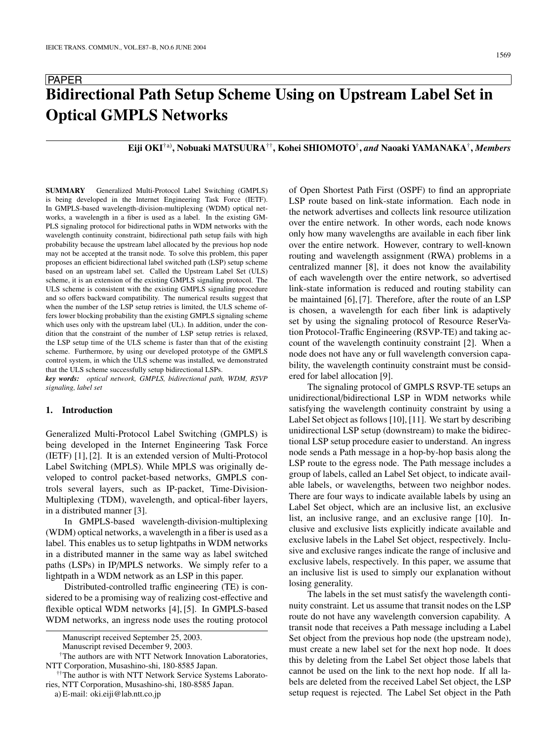PAPER

# Bidirectional Path Setup Scheme Using on Upstream Label Set in Optical GMPLS Networks

**Eiji OKI**[†a)], **Nobuaki MATSUURA**[††], **Kohei SHIOMOTO**[†], *and* **Naoaki YAMANAKA**[†], *Members*

**SUMMARY** Generalized Multi-Protocol Label Switching (GMPLS) is being developed in the Internet Engineering Task Force (IETF). In GMPLS-based wavelength-division-multiplexing (WDM) optical networks, a wavelength in a fiber is used as a label. In the existing GMPLS signaling protocol for bidirectional paths in WDM networks with the wavelength continuity constraint, bidirectional path setup fails with high probability because the upstream label allocated by the previous hop node may not be accepted at the transit node. To solve this problem, this paper proposes an efficient bidirectional label switched path (LSP) setup scheme based on an upstream label set. Called the Upstream Label Set (ULS) scheme, it is an extension of the existing GMPLS signaling protocol. The ULS scheme is consistent with the existing GMPLS signaling procedure and so offers backward compatibility. The numerical results suggest that when the number of the LSP setup retries is limited, the ULS scheme offers lower blocking probability than the existing GMPLS signaling scheme which uses only with the upstream label (UL). In addition, under the condition that the constraint of the number of LSP setup retries is relaxed, the LSP setup time of the ULS scheme is faster than that of the existing scheme. Furthermore, by using our developed prototype of the GMPLS control system, in which the ULS scheme was installed, we demonstrated that the ULS scheme successfully setup bidirectional LSPs.

*key words: optical network, GMPLS, bidirectional path, WDM, RSVP signaling, label set*

## 1. Introduction

Generalized Multi-Protocol Label Switching (GMPLS) is being developed in the Internet Engineering Task Force (IETF) [1], [2]. It is an extended version of Multi-Protocol Label Switching (MPLS). While MPLS was originally developed to control packet-based networks, GMPLS controls several layers, such as IP-packet, Time-Division-Multiplexing (TDM), wavelength, and optical-fiber layers, in a distributed manner [3].

In GMPLS-based wavelength-division-multiplexing (WDM) optical networks, a wavelength in a fiber is used as a label. This enables us to setup lightpaths in WDM networks in a distributed manner in the same way as label switched paths (LSPs) in IP/MPLS networks. We simply refer to a lightpath in a WDM network as an LSP in this paper.

Distributed-controlled traffic engineering (TE) is considered to be a promising way of realizing cost-effective and flexible optical WDM networks [4], [5]. In GMPLS-based WDM networks, an ingress node uses the routing protocol of Open Shortest Path First (OSPF) to find an appropriate LSP route based on link-state information. Each node in the network advertises and collects link resource utilization over the entire network. In other words, each node knows only how many wavelengths are available in each fiber link over the entire network. However, contrary to well-known routing and wavelength assignment (RWA) problems in a centralized manner [8], it does not know the availability of each wavelength over the entire network, so advertised link-state information is reduced and routing stability can be maintained [6], [7]. Therefore, after the route of an LSP is chosen, a wavelength for each fiber link is adaptively set by using the signaling protocol of Resource ReserVation Protocol-Traffic Engineering (RSVP-TE) and taking account of the wavelength continuity constraint [2]. When a node does not have any or full wavelength conversion capability, the wavelength continuity constraint must be considered for label allocation [9].

The signaling protocol of GMPLS RSVP-TE setups an unidirectional/bidirectional LSP in WDM networks while satisfying the wavelength continuity constraint by using a Label Set object as follows [10], [11]. We start by describing unidirectional LSP setup (downstream) to make the bidirectional LSP setup procedure easier to understand. An ingress node sends a Path message in a hop-by-hop basis along the LSP route to the egress node. The Path message includes a group of labels, called an Label Set object, to indicate available labels, or wavelengths, between two neighbor nodes. There are four ways to indicate available labels by using an Label Set object, which are an inclusive list, an exclusive list, an inclusive range, and an exclusive range [10]. Inclusive and exclusive lists explicitly indicate available and exclusive labels in the Label Set object, respectively. Inclusive and exclusive ranges indicate the range of inclusive and exclusive labels, respectively. In this paper, we assume that an inclusive list is used to simply our explanation without losing generality.

The labels in the set must satisfy the wavelength continuity constraint. Let us assume that transit nodes on the LSP route do not have any wavelength conversion capability. A transit node that receives a Path message including a Label Set object from the previous hop node (the upstream node), must create a new label set for the next hop node. It does this by deleting from the Label Set object those labels that cannot be used on the link to the next hop node. If all labels are deleted from the received Label Set object, the LSP setup request is rejected. The Label Set object in the Path

Manuscript received September 25, 2003.

Manuscript revised December 9, 2003.

[†]The authors are with NTT Network Innovation Laboratories, NTT Corporation, Musashino-shi, 180-8585 Japan.

[††]The author is with NTT Network Service Systems Laboratories, NTT Corporation, Musashino-shi, 180-8585 Japan.

a) E-mail: oki.eiji@lab.ntt.co.jp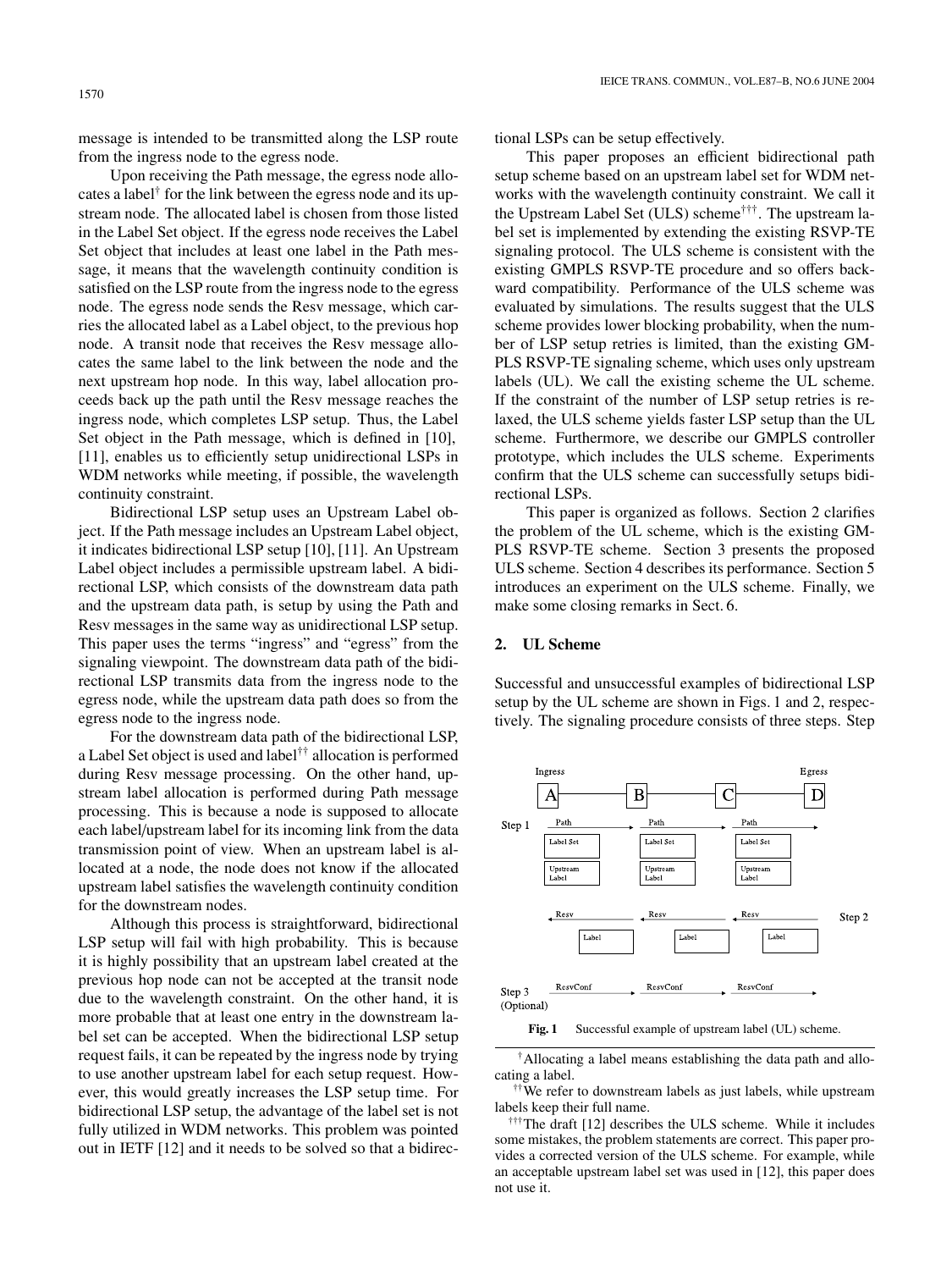message is intended to be transmitted along the LSP route from the ingress node to the egress node.

Upon receiving the Path message, the egress node allocates a label[†] for the link between the egress node and its upstream node. The allocated label is chosen from those listed in the Label Set object. If the egress node receives the Label Set object that includes at least one label in the Path message, it means that the wavelength continuity condition is satisfied on the LSP route from the ingress node to the egress node. The egress node sends the Resv message, which carries the allocated label as a Label object, to the previous hop node. A transit node that receives the Resv message allocates the same label to the link between the node and the next upstream hop node. In this way, label allocation proceeds back up the path until the Resv message reaches the ingress node, which completes LSP setup. Thus, the Label Set object in the Path message, which is defined in [10], [11], enables us to efficiently setup unidirectional LSPs in WDM networks while meeting, if possible, the wavelength continuity constraint.

Bidirectional LSP setup uses an Upstream Label object. If the Path message includes an Upstream Label object, it indicates bidirectional LSP setup [10], [11]. An Upstream Label object includes a permissible upstream label. A bidirectional LSP, which consists of the downstream data path and the upstream data path, is setup by using the Path and Resv messages in the same way as unidirectional LSP setup. This paper uses the terms "ingress" and "egress" from the signaling viewpoint. The downstream data path of the bidirectional LSP transmits data from the ingress node to the egress node, while the upstream data path does so from the egress node to the ingress node.

For the downstream data path of the bidirectional LSP, a Label Set object is used and label[††] allocation is performed during Resv message processing. On the other hand, upstream label allocation is performed during Path message processing. This is because a node is supposed to allocate each label/upstream label for its incoming link from the data transmission point of view. When an upstream label is allocated at a node, the node does not know if the allocated upstream label satisfies the wavelength continuity condition for the downstream nodes.

Although this process is straightforward, bidirectional LSP setup will fail with high probability. This is because it is highly possibility that an upstream label created at the previous hop node can not be accepted at the transit node due to the wavelength constraint. On the other hand, it is more probable that at least one entry in the downstream label set can be accepted. When the bidirectional LSP setup request fails, it can be repeated by the ingress node by trying to use another upstream label for each setup request. However, this would greatly increases the LSP setup time. For bidirectional LSP setup, the advantage of the label set is not fully utilized in WDM networks. This problem was pointed out in IETF [12] and it needs to be solved so that a bidirectional LSPs can be setup effectively.

This paper proposes an efficient bidirectional path setup scheme based on an upstream label set for WDM networks with the wavelength continuity constraint. We call it the Upstream Label Set (ULS) scheme[†††]. The upstream label set is implemented by extending the existing RSVP-TE signaling protocol. The ULS scheme is consistent with the existing GMPLS RSVP-TE procedure and so offers backward compatibility. Performance of the ULS scheme was evaluated by simulations. The results suggest that the ULS scheme provides lower blocking probability, when the number of LSP setup retries is limited, than the existing GMPLS RSVP-TE signaling scheme, which uses only upstream labels (UL). We call the existing scheme the UL scheme. If the constraint of the number of LSP setup retries is relaxed, the ULS scheme yields faster LSP setup than the UL scheme. Furthermore, we describe our GMPLS controller prototype, which includes the ULS scheme. Experiments confirm that the ULS scheme can successfully setups bidirectional LSPs.

This paper is organized as follows. Section 2 clarifies the problem of the UL scheme, which is the existing GMPLS RSVP-TE scheme. Section 3 presents the proposed ULS scheme. Section 4 describes its performance. Section 5 introduces an experiment on the ULS scheme. Finally, we make some closing remarks in Sect. 6.

## 2. UL Scheme

Successful and unsuccessful examples of bidirectional LSP setup by the UL scheme are shown in Figs. 1 and 2, respectively. The signaling procedure consists of three steps. Step

**Fig. 1** Successful example of upstream label (UL) scheme.

[†] Allocating a label means establishing the data path and allocating a label.

[††] We refer to downstream labels as just labels, while upstream labels keep their full name.

[†††] The draft [12] describes the ULS scheme. While it includes some mistakes, the problem statements are correct. This paper provides a corrected version of the ULS scheme. For example, while an acceptable upstream label set was used in [12], this paper does not use it.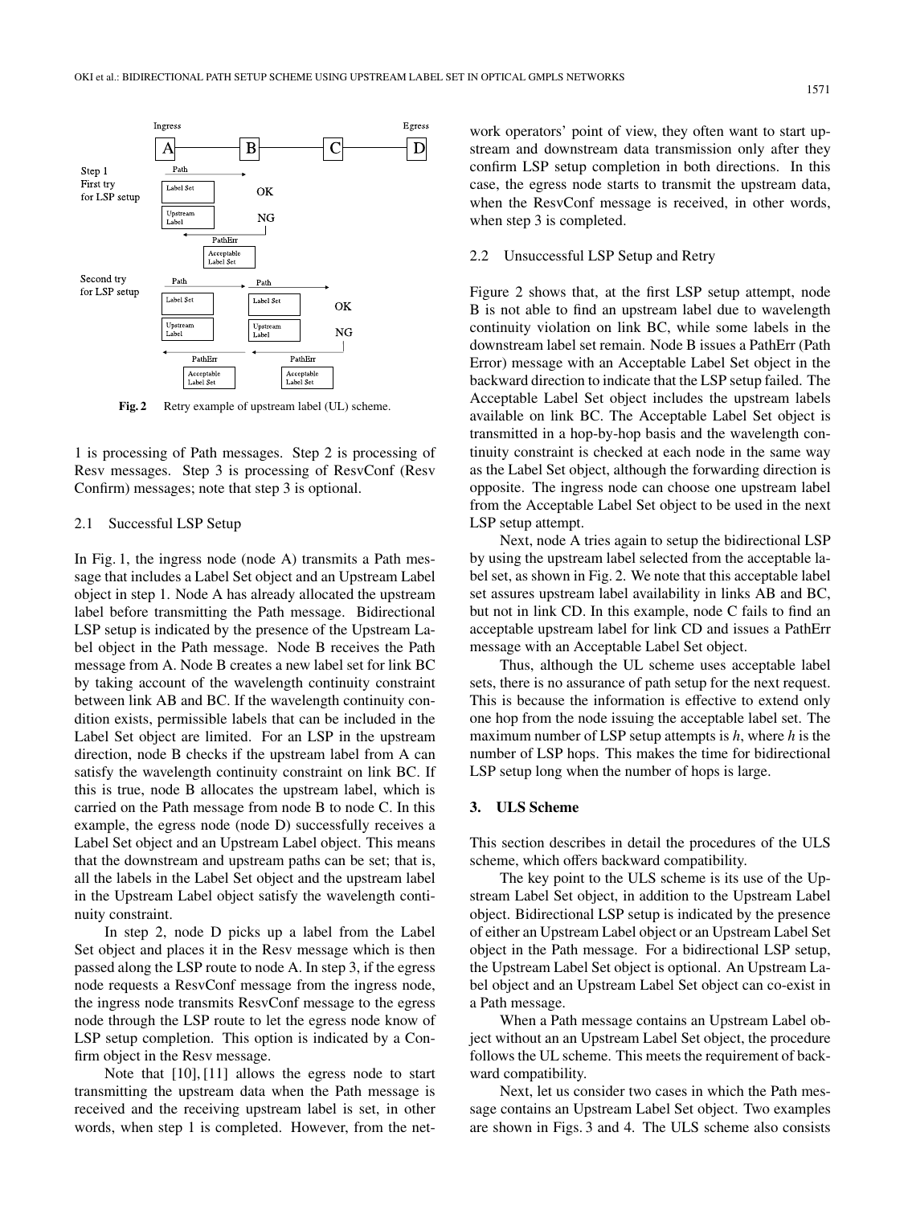Fig. 2  Retry example of upstream label (UL) scheme.

1 is processing of Path messages. Step 2 is processing of Resv messages. Step 3 is processing of ResvConf (Resv Confirm) messages; note that step 3 is optional.

### 2.1 Successful LSP Setup

In Fig. 1, the ingress node (node A) transmits a Path message that includes a Label Set object and an Upstream Label object in step 1. Node A has already allocated the upstream label before transmitting the Path message. Bidirectional LSP setup is indicated by the presence of the Upstream Label object in the Path message. Node B receives the Path message from A. Node B creates a new label set for link BC by taking account of the wavelength continuity constraint between link AB and BC. If the wavelength continuity condition exists, permissible labels that can be included in the Label Set object are limited. For an LSP in the upstream direction, node B checks if the upstream label from A can satisfy the wavelength continuity constraint on link BC. If this is true, node B allocates the upstream label, which is carried on the Path message from node B to node C. In this example, the egress node (node D) successfully receives a Label Set object and an Upstream Label object. This means that the downstream and upstream paths can be set; that is, all the labels in the Label Set object and the upstream label in the Upstream Label object satisfy the wavelength continuity constraint.

In step 2, node D picks up a label from the Label Set object and places it in the Resv message which is then passed along the LSP route to node A. In step 3, if the egress node requests a ResvConf message from the ingress node, the ingress node transmits ResvConf message to the egress node through the LSP route to let the egress node know of LSP setup completion. This option is indicated by a Confirm object in the Resv message.

Note that [10], [11] allows the egress node to start transmitting the upstream data when the Path message is received and the receiving upstream label is set, in other words, when step 1 is completed. However, from the network operators' point of view, they often want to start upstream and downstream data transmission only after they confirm LSP setup completion in both directions. In this case, the egress node starts to transmit the upstream data, when the ResvConf message is received, in other words, when step 3 is completed.

### 2.2 Unsuccessful LSP Setup and Retry

Figure 2 shows that, at the first LSP setup attempt, node B is not able to find an upstream label due to wavelength continuity violation on link BC, while some labels in the downstream label set remain. Node B issues a PathErr (Path Error) message with an Acceptable Label Set object in the backward direction to indicate that the LSP setup failed. The Acceptable Label Set object includes the upstream labels available on link BC. The Acceptable Label Set object is transmitted in a hop-by-hop basis and the wavelength continuity constraint is checked at each node in the same way as the Label Set object, although the forwarding direction is opposite. The ingress node can choose one upstream label from the Acceptable Label Set object to be used in the next LSP setup attempt.

Next, node A tries again to setup the bidirectional LSP by using the upstream label selected from the acceptable label set, as shown in Fig. 2. We note that this acceptable label set assures upstream label availability in links AB and BC, but not in link CD. In this example, node C fails to find an acceptable upstream label for link CD and issues a PathErr message with an Acceptable Label Set object.

Thus, although the UL scheme uses acceptable label sets, there is no assurance of path setup for the next request. This is because the information is effective to extend only one hop from the node issuing the acceptable label set. The maximum number of LSP setup attempts is $h$, where $h$ is the number of LSP hops. This makes the time for bidirectional LSP setup long when the number of hops is large.

## 3. ULS Scheme

This section describes in detail the procedures of the ULS scheme, which offers backward compatibility.

The key point to the ULS scheme is its use of the Upstream Label Set object, in addition to the Upstream Label object. Bidirectional LSP setup is indicated by the presence of either an Upstream Label object or an Upstream Label Set object in the Path message. For a bidirectional LSP setup, the Upstream Label Set object is optional. An Upstream Label object and an Upstream Label Set object can co-exist in a Path message.

When a Path message contains an Upstream Label object without an Upstream Label Set object, the procedure follows the UL scheme. This meets the requirement of backward compatibility.

Next, let us consider two cases in which the Path message contains an Upstream Label Set object. Two examples are shown in Figs. 3 and 4. The ULS scheme also consists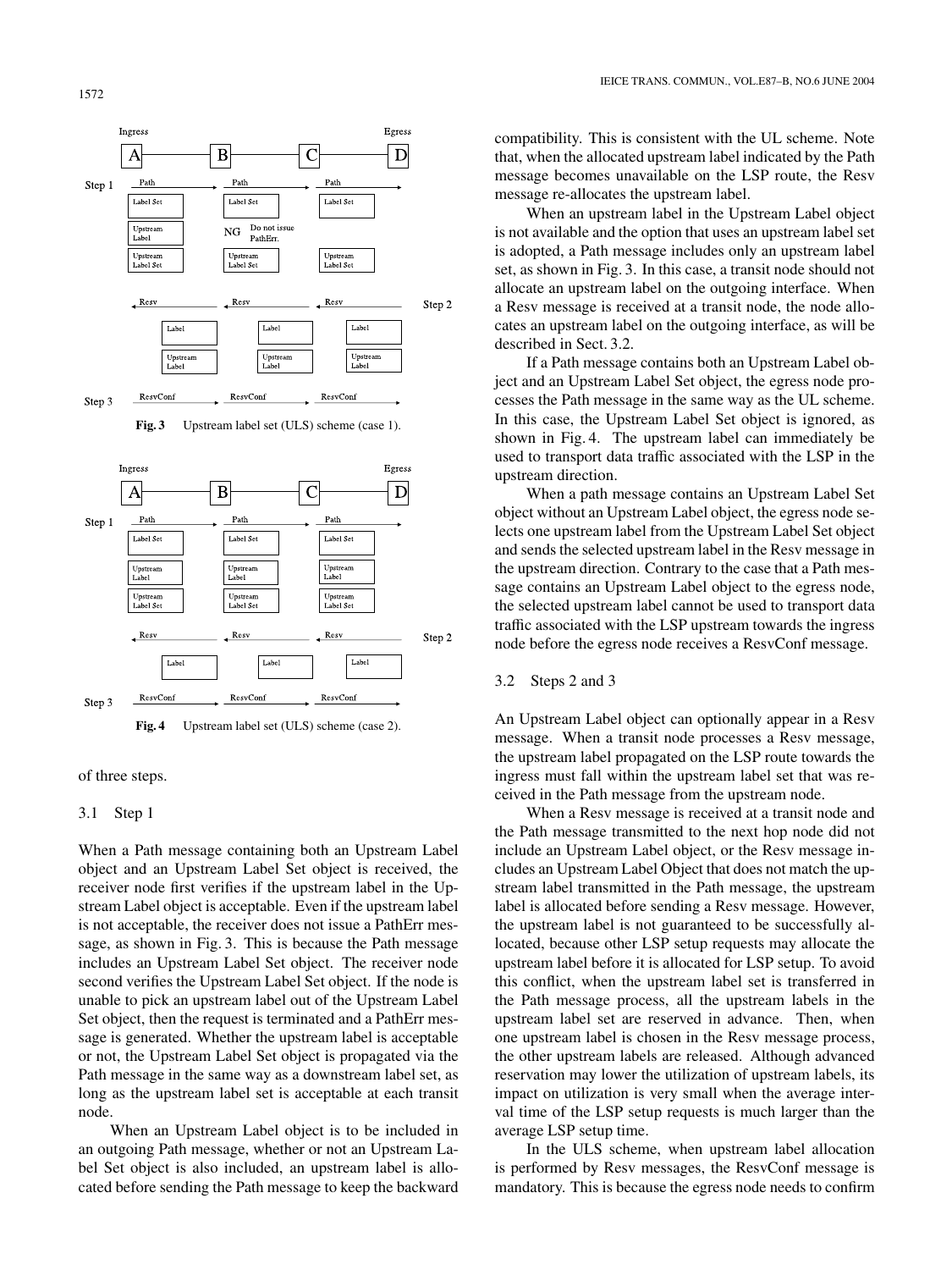Fig. 3 Upstream label set (ULS) scheme (case 1).

Fig. 4 Upstream label set (ULS) scheme (case 2).

of three steps.

### 3.1 Step 1

When a Path message containing both an Upstream Label object and an Upstream Label Set object is received, the receiver node first verifies if the upstream label in the Upstream Label object is acceptable. Even if the upstream label is not acceptable, the receiver does not issue a PathErr message, as shown in Fig. 3. This is because the Path message includes an Upstream Label Set object. The receiver node second verifies the Upstream Label Set object. If the node is unable to pick an upstream label out of the Upstream Label Set object, then the request is terminated and a PathErr message is generated. Whether the upstream label is acceptable or not, the Upstream Label Set object is propagated via the Path message in the same way as a downstream label set, as long as the upstream label set is acceptable at each transit node.

When an Upstream Label object is to be included in an outgoing Path message, whether or not an Upstream Label Set object is also included, an upstream label is allocated before sending the Path message to keep the backward compatibility. This is consistent with the UL scheme. Note that, when the allocated upstream label indicated by the Path message becomes unavailable on the LSP route, the Resv message re-allocates the upstream label.

When an upstream label in the Upstream Label object is not available and the option that uses an upstream label set is adopted, a Path message includes only an upstream label set, as shown in Fig. 3. In this case, a transit node should not allocate an upstream label on the outgoing interface. When a Resv message is received at a transit node, the node allocates an upstream label on the outgoing interface, as will be described in Sect. 3.2.

If a Path message contains both an Upstream Label object and an Upstream Label Set object, the egress node processes the Path message in the same way as the UL scheme. In this case, the Upstream Label Set object is ignored, as shown in Fig. 4. The upstream label can immediately be used to transport data traffic associated with the LSP in the upstream direction.

When a path message contains an Upstream Label Set object without an Upstream Label object, the egress node selects one upstream label from the Upstream Label Set object and sends the selected upstream label in the Resv message in the upstream direction. Contrary to the case that a Path message contains an Upstream Label object to the egress node, the selected upstream label cannot be used to transport data traffic associated with the LSP upstream towards the ingress node before the egress node receives a ResvConf message.

### 3.2 Steps 2 and 3

An Upstream Label object can optionally appear in a Resv message. When a transit node processes a Resv message, the upstream label propagated on the LSP route towards the ingress must fall within the upstream label set that was received in the Path message from the upstream node.

When a Resv message is received at a transit node and the Path message transmitted to the next hop node did not include an Upstream Label object, or the Resv message includes an Upstream Label Object that does not match the upstream label transmitted in the Path message, the upstream label is allocated before sending a Resv message. However, the upstream label is not guaranteed to be successfully allocated, because other LSP setup requests may allocate the upstream label before it is allocated for LSP setup. To avoid this conflict, when the upstream label set is transferred in the Path message process, all the upstream labels in the upstream label set are reserved in advance. Then, when one upstream label is chosen in the Resv message process, the other upstream labels are released. Although advanced reservation may lower the utilization of upstream labels, its impact on utilization is very small when the average interval time of the LSP setup requests is much larger than the average LSP setup time.

In the ULS scheme, when upstream label allocation is performed by Resv messages, the ResvConf message is mandatory. This is because the egress node needs to confirm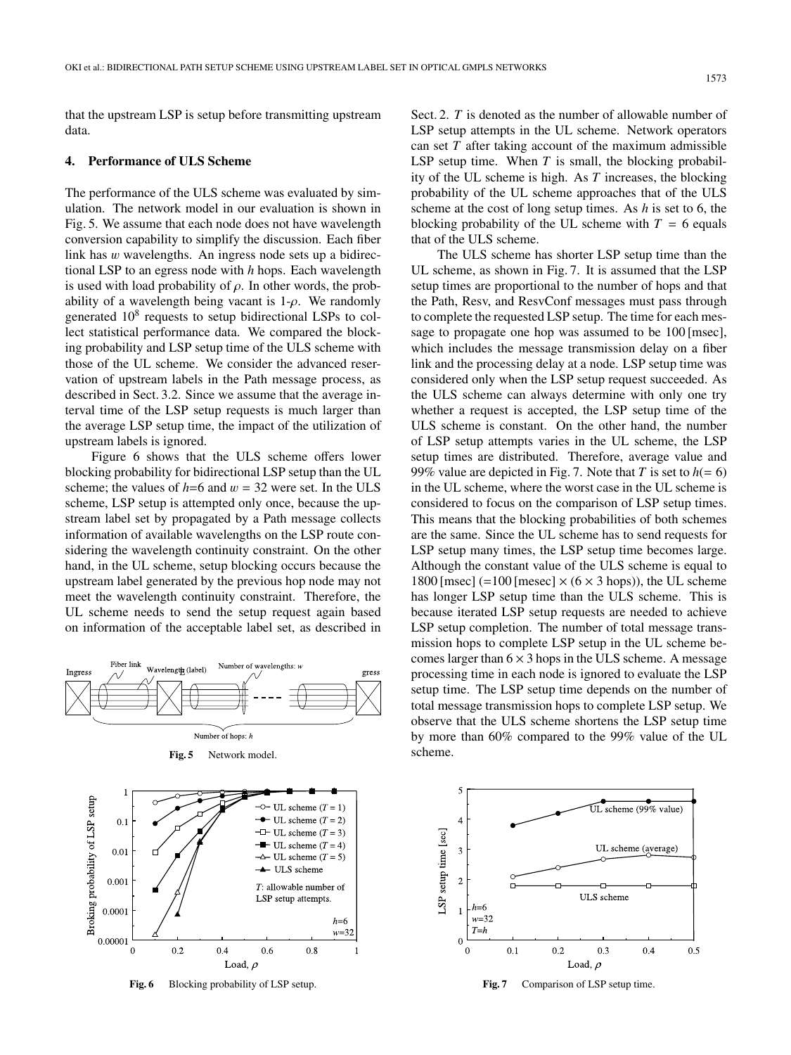that the upstream LSP is setup before transmitting upstream data.

## 4. Performance of ULS Scheme

The performance of the ULS scheme was evaluated by simulation. The network model in our evaluation is shown in Fig. 5. We assume that each node does not have wavelength conversion capability to simplify the discussion. Each fiber link has $w$ wavelengths. An ingress node sets up a bidirectional LSP to an egress node with $h$ hops. Each wavelength is used with load probability of $\rho$. In other words, the probability of a wavelength being vacant is 1-$\rho$. We randomly generated $10^8$ requests to setup bidirectional LSPs to collect statistical performance data. We compared the blocking probability and LSP setup time of the ULS scheme with those of the UL scheme. We consider the advanced reservation of upstream labels in the Path message process, as described in Sect. 3.2. Since we assume that the average interval time of the LSP setup requests is much larger than the average LSP setup time, the impact of the utilization of upstream labels is ignored.

Figure 6 shows that the ULS scheme offers lower blocking probability for bidirectional LSP setup than the UL scheme; the values of $h$=6 and $w$ = 32 were set. In the ULS scheme, LSP setup is attempted only once, because the upstream label set by propagated by a Path message collects information of available wavelengths on the LSP route considering the wavelength continuity constraint. On the other hand, in the UL scheme, setup blocking occurs because the upstream label generated by the previous hop node may not meet the wavelength continuity constraint. Therefore, the UL scheme needs to send the setup request again based on information of the acceptable label set, as described in Sect. 2. $T$ is denoted as the number of allowable number of LSP setup attempts in the UL scheme. Network operators can set $T$ after taking account of the maximum admissible LSP setup time. When $T$ is small, the blocking probability of the UL scheme is high. As $T$ increases, the blocking probability of the UL scheme approaches that of the ULS scheme at the cost of long setup times. As $h$ is set to 6, the blocking probability of the UL scheme with $T = 6$ equals that of the ULS scheme.

Fig. 5 Network model.

Fig. 6 Blocking probability of LSP setup.

The ULS scheme has shorter LSP setup time than the UL scheme, as shown in Fig. 7. It is assumed that the LSP setup times are proportional to the number of hops and that the Path, Resv, and ResvConf messages must pass through to complete the requested LSP setup. The time for each message to propagate one hop was assumed to be 100 [msec], which includes the message transmission delay on a fiber link and the processing delay at a node. LSP setup time was considered only when the LSP setup request succeeded. As the ULS scheme can always determine with only one try whether a request is accepted, the LSP setup time of the ULS scheme is constant. On the other hand, the number of LSP setup attempts varies in the UL scheme, the LSP setup times are distributed. Therefore, average value and 99% value are depicted in Fig. 7. Note that $T$ is set to $h$(= 6) in the UL scheme, where the worst case in the UL scheme is considered to focus on the comparison of LSP setup times. This means that the blocking probabilities of both schemes are the same. Since the UL scheme has to send requests for LSP setup many times, the LSP setup time becomes large. Although the constant value of the ULS scheme is equal to 1800 [msec] (=100 [mesec] $\times$ (6 $\times$ 3 hops)), the UL scheme has longer LSP setup time than the ULS scheme. This is because iterated LSP setup requests are needed to achieve LSP setup completion. The number of total message transmission hops to complete LSP setup in the UL scheme becomes larger than 6 $\times$ 3 hops in the ULS scheme. A message processing time in each node is ignored to evaluate the LSP setup time. The LSP setup time depends on the number of total message transmission hops to complete LSP setup. We observe that the ULS scheme shortens the LSP setup time by more than 60% compared to the 99% value of the UL scheme.

Fig. 7 Comparison of LSP setup time.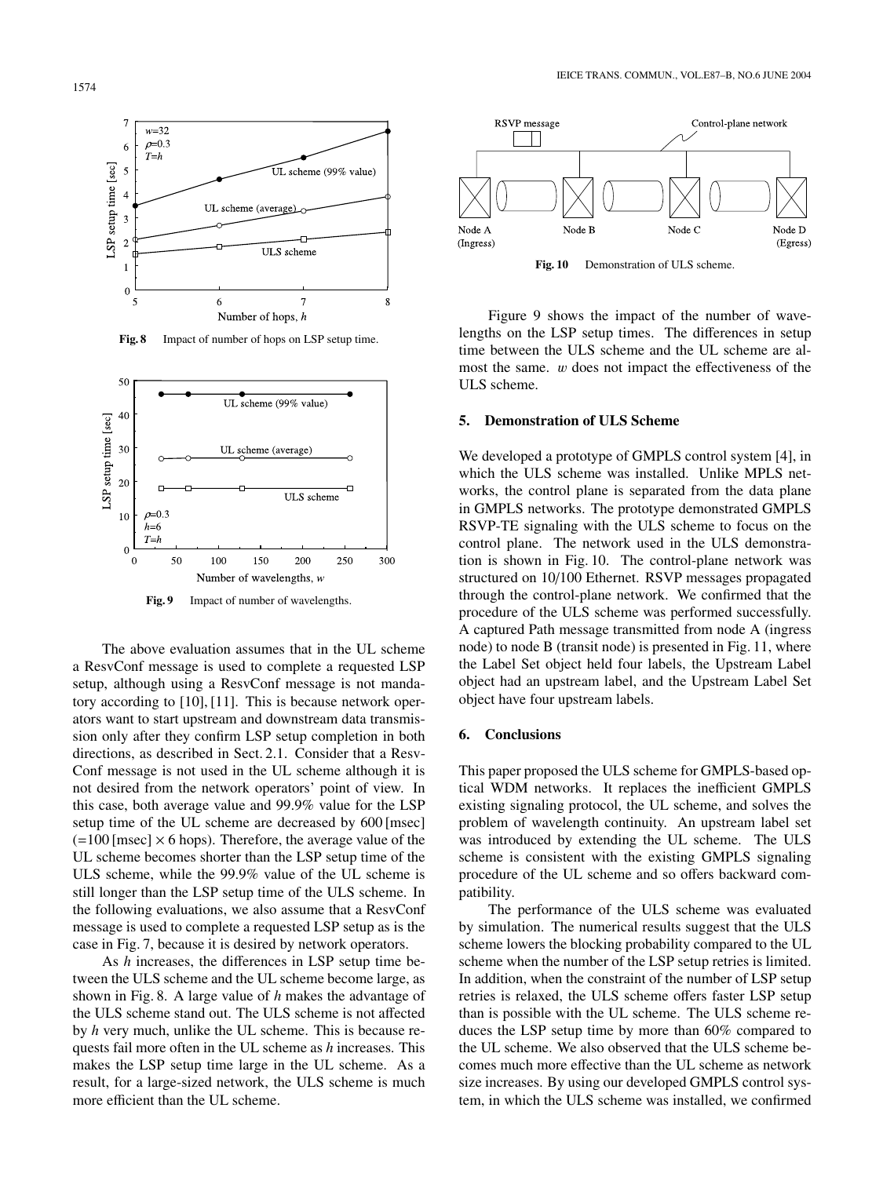Fig. 8 Impact of number of hops on LSP setup time.

Fig. 9 Impact of number of wavelengths.

The above evaluation assumes that in the UL scheme a ResvConf message is used to complete a requested LSP setup, although using a ResvConf message is not mandatory according to [10], [11]. This is because network operators want to start upstream and downstream data transmission only after they confirm LSP setup completion in both directions, as described in Sect. 2.1. Consider that a ResvConf message is not used in the UL scheme although it is not desired from the network operators' point of view. In this case, both average value and 99.9% value for the LSP setup time of the UL scheme are decreased by 600 [msec] (=100 [msec] × 6 hops). Therefore, the average value of the UL scheme becomes shorter than the LSP setup time of the ULS scheme, while the 99.9% value of the UL scheme is still longer than the LSP setup time of the ULS scheme. In the following evaluations, we also assume that a ResvConf message is used to complete a requested LSP setup as is the case in Fig. 7, because it is desired by network operators.

As $h$ increases, the differences in LSP setup time between the ULS scheme and the UL scheme become large, as shown in Fig. 8. A large value of $h$ makes the advantage of the ULS scheme stand out. The ULS scheme is not affected by $h$ very much, unlike the UL scheme. This is because requests fail more often in the UL scheme as $h$ increases. This makes the LSP setup time large in the UL scheme. As a result, for a large-sized network, the ULS scheme is much more efficient than the UL scheme.

Fig. 10 Demonstration of ULS scheme.

Figure 9 shows the impact of the number of wavelengths on the LSP setup times. The differences in setup time between the ULS scheme and the UL scheme are almost the same. $w$ does not impact the effectiveness of the ULS scheme.

## 5. Demonstration of ULS Scheme

We developed a prototype of GMPLS control system [4], in which the ULS scheme was installed. Unlike MPLS networks, the control plane is separated from the data plane in GMPLS networks. The prototype demonstrated GMPLS RSVP-TE signaling with the ULS scheme to focus on the control plane. The network used in the ULS demonstration is shown in Fig. 10. The control-plane network was structured on 10/100 Ethernet. RSVP messages propagated through the control-plane network. We confirmed that the procedure of the ULS scheme was performed successfully. A captured Path message transmitted from node A (ingress node) to node B (transit node) is presented in Fig. 11, where the Label Set object held four labels, the Upstream Label object had an upstream label, and the Upstream Label Set object have four upstream labels.

## 6. Conclusions

This paper proposed the ULS scheme for GMPLS-based optical WDM networks. It replaces the inefficient GMPLS existing signaling protocol, the UL scheme, and solves the problem of wavelength continuity. An upstream label set was introduced by extending the UL scheme. The ULS scheme is consistent with the existing GMPLS signaling procedure of the UL scheme and so offers backward compatibility.

The performance of the ULS scheme was evaluated by simulation. The numerical results suggest that the ULS scheme lowers the blocking probability compared to the UL scheme when the number of the LSP setup retries is limited. In addition, when the constraint of the number of LSP setup retries is relaxed, the ULS scheme offers faster LSP setup than is possible with the UL scheme. The ULS scheme reduces the LSP setup time by more than 60% compared to the UL scheme. We also observed that the ULS scheme becomes much more effective than the UL scheme as network size increases. By using our developed GMPLS control system, in which the ULS scheme was installed, we confirmed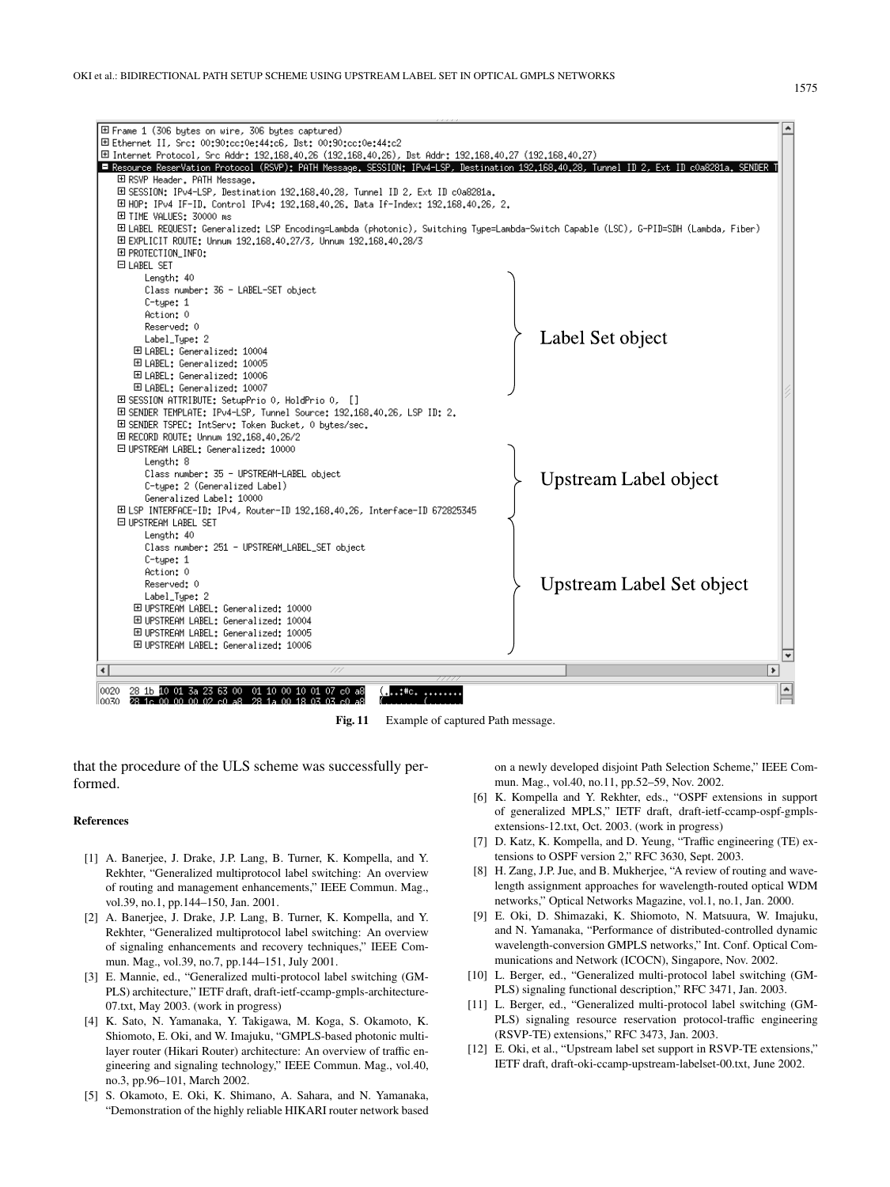```
⊞ Frame 1 (306 bytes on wire, 306 bytes captured)
⊞ Ethernet II, Src: 00:90:cc:0e:44:c6, Dst: 00:90:cc:0e:44:c2
⊞ Internet Protocol, Src Addr: 192.168.40.26 (192.168.40.26), Dst Addr: 192.168.40.27 (192.168.40.27)
⊟ Resource ReserVation Protocol (RSVP): PATH Message. SESSION: IPv4-LSP, Destination 192.168.40.28, Tunnel ID 2, Ext ID c0a8281a. SENDER T
    ⊞ RSVP Header. PATH Message.
    ⊞ SESSION: IPv4-LSP, Destination 192.168.40.28, Tunnel ID 2, Ext ID c0a8281a.
    ⊞ HOP: IPv4 IF-ID. Control IPv4: 192.168.40.26. Data If-Index: 192.168.40.26, 2.
    ⊞ TIME VALUES: 30000 ms
    ⊞ LABEL REQUEST: Generalized: LSP Encoding=Lambda (photonic), Switching Type=Lambda-Switch Capable (LSC), G-PID=SDH (Lambda, Fiber)
    ⊞ EXPLICIT ROUTE: Unnum 192.168.40.27/3, Unnum 192.168.40.28/3
    ⊞ PROTECTION_INFO:
    ⊟ LABEL SET                                                    } Label Set object
        Length: 40
        Class number: 36 - LABEL-SET object
        C-type: 1
        Action: 0
        Reserved: 0
        Label_Type: 2
      ⊞ LABEL: Generalized: 10004
      ⊞ LABEL: Generalized: 10005
      ⊞ LABEL: Generalized: 10006
      ⊞ LABEL: Generalized: 10007
    ⊞ SESSION ATTRIBUTE: SetupPrio 0, HoldPrio 0,  []
    ⊞ SENDER TEMPLATE: IPv4-LSP, Tunnel Source: 192.168.40.26, LSP ID: 2.
    ⊞ SENDER TSPEC: IntServ: Token Bucket, 0 bytes/sec.
    ⊞ RECORD ROUTE: Unnum 192.168.40.26/2
    ⊟ UPSTREAM LABEL: Generalized: 10000                           } Upstream Label object
        Length: 8
        Class number: 35 - UPSTREAM-LABEL object
        C-type: 2 (Generalized Label)
        Generalized Label: 10000
    ⊞ LSP INTERFACE-ID: IPv4, Router-ID 192.168.40.26, Interface-ID 672825345
    ⊟ UPSTREAM LABEL SET                                           } Upstream Label Set object
        Length: 40
        Class number: 251 - UPSTREAM_LABEL_SET object
        C-type: 1
        Action: 0
        Reserved: 0
        Label_Type: 2
      ⊞ UPSTREAM LABEL: Generalized: 10000
      ⊞ UPSTREAM LABEL: Generalized: 10004
      ⊞ UPSTREAM LABEL: Generalized: 10005
      ⊞ UPSTREAM LABEL: Generalized: 10006
```

**Fig. 11** Example of captured Path message.

that the procedure of the ULS scheme was successfully performed.

#### References

[1] A. Banerjee, J. Drake, J.P. Lang, B. Turner, K. Kompella, and Y. Rekhter, "Generalized multiprotocol label switching: An overview of routing and management enhancements," IEEE Commun. Mag., vol.39, no.1, pp.144–150, Jan. 2001.

[2] A. Banerjee, J. Drake, J.P. Lang, B. Turner, K. Kompella, and Y. Rekhter, "Generalized multiprotocol label switching: An overview of signaling enhancements and recovery techniques," IEEE Commun. Mag., vol.39, no.7, pp.144–151, July 2001.

[3] E. Mannie, ed., "Generalized multi-protocol label switching (GMPLS) architecture," IETF draft, draft-ietf-ccamp-gmpls-architecture-07.txt, May 2003. (work in progress)

[4] K. Sato, N. Yamanaka, Y. Takigawa, M. Koga, S. Okamoto, K. Shiomoto, E. Oki, and W. Imajuku, "GMPLS-based photonic multilayer router (Hikari Router) architecture: An overview of traffic engineering and signaling technology," IEEE Commun. Mag., vol.40, no.3, pp.96–101, March 2002.

[5] S. Okamoto, E. Oki, K. Shimano, A. Sahara, and N. Yamanaka, "Demonstration of the highly reliable HIKARI router network based on a newly developed disjoint Path Selection Scheme," IEEE Commun. Mag., vol.40, no.11, pp.52–59, Nov. 2002.

[6] K. Kompella and Y. Rekhter, eds., "OSPF extensions in support of generalized MPLS," IETF draft, draft-ietf-ccamp-ospf-gmpls-extensions-12.txt, Oct. 2003. (work in progress)

[7] D. Katz, K. Kompella, and D. Yeung, "Traffic engineering (TE) extensions to OSPF version 2," RFC 3630, Sept. 2003.

[8] H. Zang, J.P. Jue, and B. Mukherjee, "A review of routing and wavelength assignment approaches for wavelength-routed optical WDM networks," Optical Networks Magazine, vol.1, no.1, Jan. 2000.

[9] E. Oki, D. Shimazaki, K. Shiomoto, N. Matsuura, W. Imajuku, and N. Yamanaka, "Performance of distributed-controlled dynamic wavelength-conversion GMPLS networks," Int. Conf. Optical Communications and Network (ICOCN), Singapore, Nov. 2002.

[10] L. Berger, ed., "Generalized multi-protocol label switching (GMPLS) signaling functional description," RFC 3471, Jan. 2003.

[11] L. Berger, ed., "Generalized multi-protocol label switching (GMPLS) signaling resource reservation protocol-traffic engineering (RSVP-TE) extensions," RFC 3473, Jan. 2003.

[12] E. Oki, et al., "Upstream label set support in RSVP-TE extensions," IETF draft, draft-oki-ccamp-upstream-labelset-00.txt, June 2002.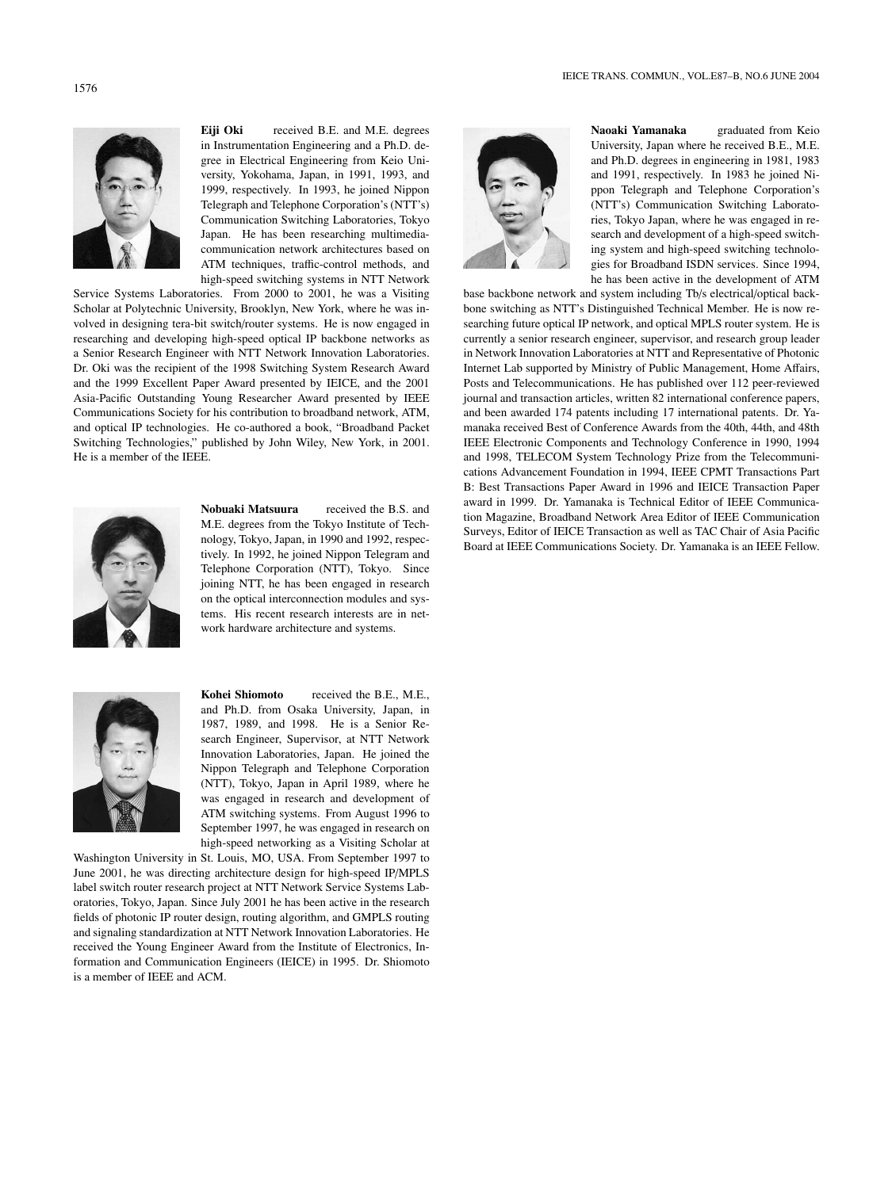**Eiji Oki** received B.E. and M.E. degrees in Instrumentation Engineering and a Ph.D. degree in Electrical Engineering from Keio University, Yokohama, Japan, in 1991, 1993, and 1999, respectively. In 1993, he joined Nippon Telegraph and Telephone Corporation's (NTT's) Communication Switching Laboratories, Tokyo Japan. He has been researching multimedia-communication network architectures based on ATM techniques, traffic-control methods, and high-speed switching systems in NTT Network Service Systems Laboratories. From 2000 to 2001, he was a Visiting Scholar at Polytechnic University, Brooklyn, New York, where he was involved in designing tera-bit switch/router systems. He is now engaged in researching and developing high-speed optical IP backbone networks as a Senior Research Engineer with NTT Network Innovation Laboratories. Dr. Oki was the recipient of the 1998 Switching System Research Award and the 1999 Excellent Paper Award presented by IEICE, and the 2001 Asia-Pacific Outstanding Young Researcher Award presented by IEEE Communications Society for his contribution to broadband network, ATM, and optical IP technologies. He co-authored a book, "Broadband Packet Switching Technologies," published by John Wiley, New York, in 2001. He is a member of the IEEE.

**Nobuaki Matsuura** received the B.S. and M.E. degrees from the Tokyo Institute of Technology, Tokyo, Japan, in 1990 and 1992, respectively. In 1992, he joined Nippon Telegram and Telephone Corporation (NTT), Tokyo. Since joining NTT, he has been engaged in research on the optical interconnection modules and systems. His recent research interests are in network hardware architecture and systems.

**Kohei Shiomoto** received the B.E., M.E., and Ph.D. from Osaka University, Japan, in 1987, 1989, and 1998. He is a Senior Research Engineer, Supervisor, at NTT Network Innovation Laboratories, Japan. He joined the Nippon Telegraph and Telephone Corporation (NTT), Tokyo, Japan in April 1989, where he was engaged in research and development of ATM switching systems. From August 1996 to September 1997, he was engaged in research on high-speed networking as a Visiting Scholar at Washington University in St. Louis, MO, USA. From September 1997 to June 2001, he was directing architecture design for high-speed IP/MPLS label switch router research project at NTT Network Service Systems Laboratories, Tokyo, Japan. Since July 2001 he has been active in the research fields of photonic IP router design, routing algorithm, and GMPLS routing and signaling standardization at NTT Network Innovation Laboratories. He received the Young Engineer Award from the Institute of Electronics, Information and Communication Engineers (IEICE) in 1995. Dr. Shiomoto is a member of IEEE and ACM.

**Naoaki Yamanaka** graduated from Keio University, Japan where he received B.E., M.E. and Ph.D. degrees in engineering in 1981, 1983 and 1991, respectively. In 1983 he joined Nippon Telegraph and Telephone Corporation's (NTT's) Communication Switching Laboratories, Tokyo Japan, where he was engaged in research and development of a high-speed switching system and high-speed switching technologies for Broadband ISDN services. Since 1994, he has been active in the development of ATM base backbone network and system including Tb/s electrical/optical backbone switching as NTT's Distinguished Technical Member. He is now researching future optical IP network, and optical MPLS router system. He is currently a senior research engineer, supervisor, and research group leader in Network Innovation Laboratories at NTT and Representative of Photonic Internet Lab supported by Ministry of Public Management, Home Affairs, Posts and Telecommunications. He has published over 112 peer-reviewed journal and transaction articles, written 82 international conference papers, and been awarded 174 patents including 17 international patents. Dr. Yamanaka received Best of Conference Awards from the 40th, 44th, and 48th IEEE Electronic Components and Technology Conference in 1990, 1994 and 1998, TELECOM System Technology Prize from the Telecommunications Advancement Foundation in 1994, IEEE CPMT Transactions Part B: Best Transactions Paper Award in 1996 and IEICE Transaction Paper award in 1999. Dr. Yamanaka is Technical Editor of IEEE Communication Magazine, Broadband Network Area Editor of IEEE Communication Surveys, Editor of IEICE Transaction as well as TAC Chair of Asia Pacific Board at IEEE Communications Society. Dr. Yamanaka is an IEEE Fellow.